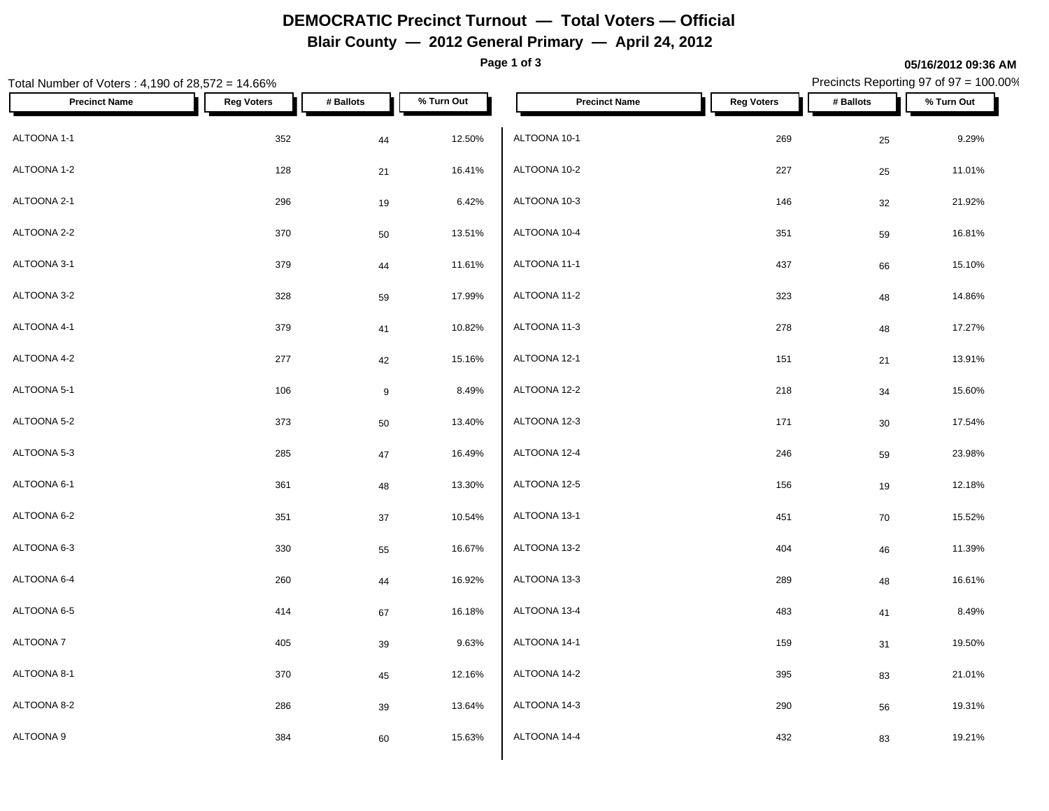# DEMOCRATIC Precinct Turnout — Total Voters — Official

## Blair County — 2012 General Primary — April 24, 2012

05/16/2012 09:36 AM

Total Number of Voters : 4,190 of 28,572 = 14.66%

Precincts Reporting 97 of 97 = 100.00%

| Precinct Name | Reg Voters | # Ballots | % Turn Out |
|---|---|---|---|
| ALTOONA 1-1 | 352 | 44 | 12.50% |
| ALTOONA 1-2 | 128 | 21 | 16.41% |
| ALTOONA 2-1 | 296 | 19 | 6.42% |
| ALTOONA 2-2 | 370 | 50 | 13.51% |
| ALTOONA 3-1 | 379 | 44 | 11.61% |
| ALTOONA 3-2 | 328 | 59 | 17.99% |
| ALTOONA 4-1 | 379 | 41 | 10.82% |
| ALTOONA 4-2 | 277 | 42 | 15.16% |
| ALTOONA 5-1 | 106 | 9 | 8.49% |
| ALTOONA 5-2 | 373 | 50 | 13.40% |
| ALTOONA 5-3 | 285 | 47 | 16.49% |
| ALTOONA 6-1 | 361 | 48 | 13.30% |
| ALTOONA 6-2 | 351 | 37 | 10.54% |
| ALTOONA 6-3 | 330 | 55 | 16.67% |
| ALTOONA 6-4 | 260 | 44 | 16.92% |
| ALTOONA 6-5 | 414 | 67 | 16.18% |
| ALTOONA 7 | 405 | 39 | 9.63% |
| ALTOONA 8-1 | 370 | 45 | 12.16% |
| ALTOONA 8-2 | 286 | 39 | 13.64% |
| ALTOONA 9 | 384 | 60 | 15.63% |
| ALTOONA 10-1 | 269 | 25 | 9.29% |
| ALTOONA 10-2 | 227 | 25 | 11.01% |
| ALTOONA 10-3 | 146 | 32 | 21.92% |
| ALTOONA 10-4 | 351 | 59 | 16.81% |
| ALTOONA 11-1 | 437 | 66 | 15.10% |
| ALTOONA 11-2 | 323 | 48 | 14.86% |
| ALTOONA 11-3 | 278 | 48 | 17.27% |
| ALTOONA 12-1 | 151 | 21 | 13.91% |
| ALTOONA 12-2 | 218 | 34 | 15.60% |
| ALTOONA 12-3 | 171 | 30 | 17.54% |
| ALTOONA 12-4 | 246 | 59 | 23.98% |
| ALTOONA 12-5 | 156 | 19 | 12.18% |
| ALTOONA 13-1 | 451 | 70 | 15.52% |
| ALTOONA 13-2 | 404 | 46 | 11.39% |
| ALTOONA 13-3 | 289 | 48 | 16.61% |
| ALTOONA 13-4 | 483 | 41 | 8.49% |
| ALTOONA 14-1 | 159 | 31 | 19.50% |
| ALTOONA 14-2 | 395 | 83 | 21.01% |
| ALTOONA 14-3 | 290 | 56 | 19.31% |
| ALTOONA 14-4 | 432 | 83 | 19.21% |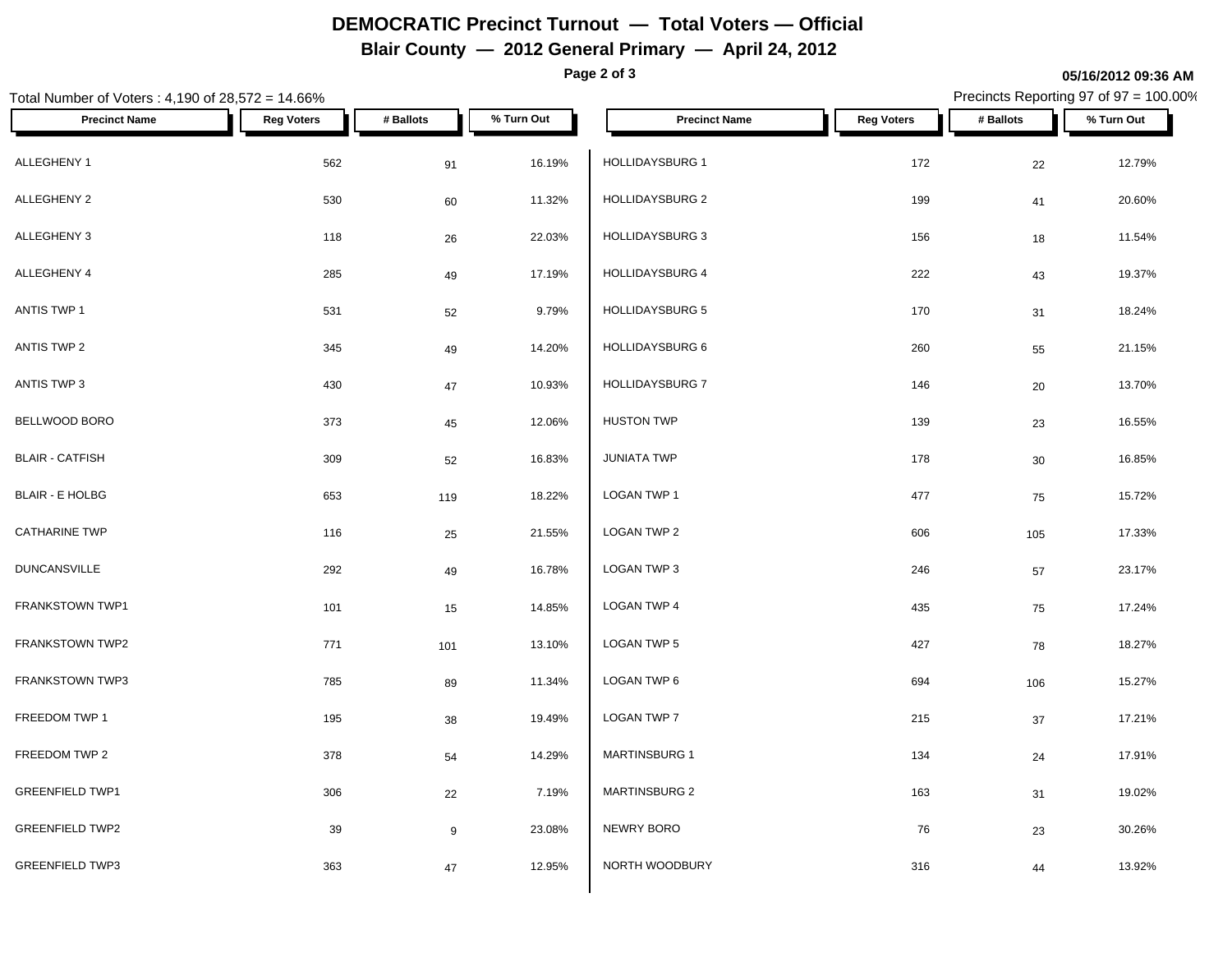# DEMOCRATIC Precinct Turnout — Total Voters — Official

## Blair County — 2012 General Primary — April 24, 2012

05/16/2012 09:36 AM

Total Number of Voters : 4,190 of 28,572 = 14.66%

Precincts Reporting 97 of 97 = 100.00%

| Precinct Name | Reg Voters | # Ballots | % Turn Out |
|---|---|---|---|
| ALLEGHENY 1 | 562 | 91 | 16.19% |
| ALLEGHENY 2 | 530 | 60 | 11.32% |
| ALLEGHENY 3 | 118 | 26 | 22.03% |
| ALLEGHENY 4 | 285 | 49 | 17.19% |
| ANTIS TWP 1 | 531 | 52 | 9.79% |
| ANTIS TWP 2 | 345 | 49 | 14.20% |
| ANTIS TWP 3 | 430 | 47 | 10.93% |
| BELLWOOD BORO | 373 | 45 | 12.06% |
| BLAIR - CATFISH | 309 | 52 | 16.83% |
| BLAIR - E HOLBG | 653 | 119 | 18.22% |
| CATHARINE TWP | 116 | 25 | 21.55% |
| DUNCANSVILLE | 292 | 49 | 16.78% |
| FRANKSTOWN TWP1 | 101 | 15 | 14.85% |
| FRANKSTOWN TWP2 | 771 | 101 | 13.10% |
| FRANKSTOWN TWP3 | 785 | 89 | 11.34% |
| FREEDOM TWP 1 | 195 | 38 | 19.49% |
| FREEDOM TWP 2 | 378 | 54 | 14.29% |
| GREENFIELD TWP1 | 306 | 22 | 7.19% |
| GREENFIELD TWP2 | 39 | 9 | 23.08% |
| GREENFIELD TWP3 | 363 | 47 | 12.95% |
| HOLLIDAYSBURG 1 | 172 | 22 | 12.79% |
| HOLLIDAYSBURG 2 | 199 | 41 | 20.60% |
| HOLLIDAYSBURG 3 | 156 | 18 | 11.54% |
| HOLLIDAYSBURG 4 | 222 | 43 | 19.37% |
| HOLLIDAYSBURG 5 | 170 | 31 | 18.24% |
| HOLLIDAYSBURG 6 | 260 | 55 | 21.15% |
| HOLLIDAYSBURG 7 | 146 | 20 | 13.70% |
| HUSTON TWP | 139 | 23 | 16.55% |
| JUNIATA TWP | 178 | 30 | 16.85% |
| LOGAN TWP 1 | 477 | 75 | 15.72% |
| LOGAN TWP 2 | 606 | 105 | 17.33% |
| LOGAN TWP 3 | 246 | 57 | 23.17% |
| LOGAN TWP 4 | 435 | 75 | 17.24% |
| LOGAN TWP 5 | 427 | 78 | 18.27% |
| LOGAN TWP 6 | 694 | 106 | 15.27% |
| LOGAN TWP 7 | 215 | 37 | 17.21% |
| MARTINSBURG 1 | 134 | 24 | 17.91% |
| MARTINSBURG 2 | 163 | 31 | 19.02% |
| NEWRY BORO | 76 | 23 | 30.26% |
| NORTH WOODBURY | 316 | 44 | 13.92% |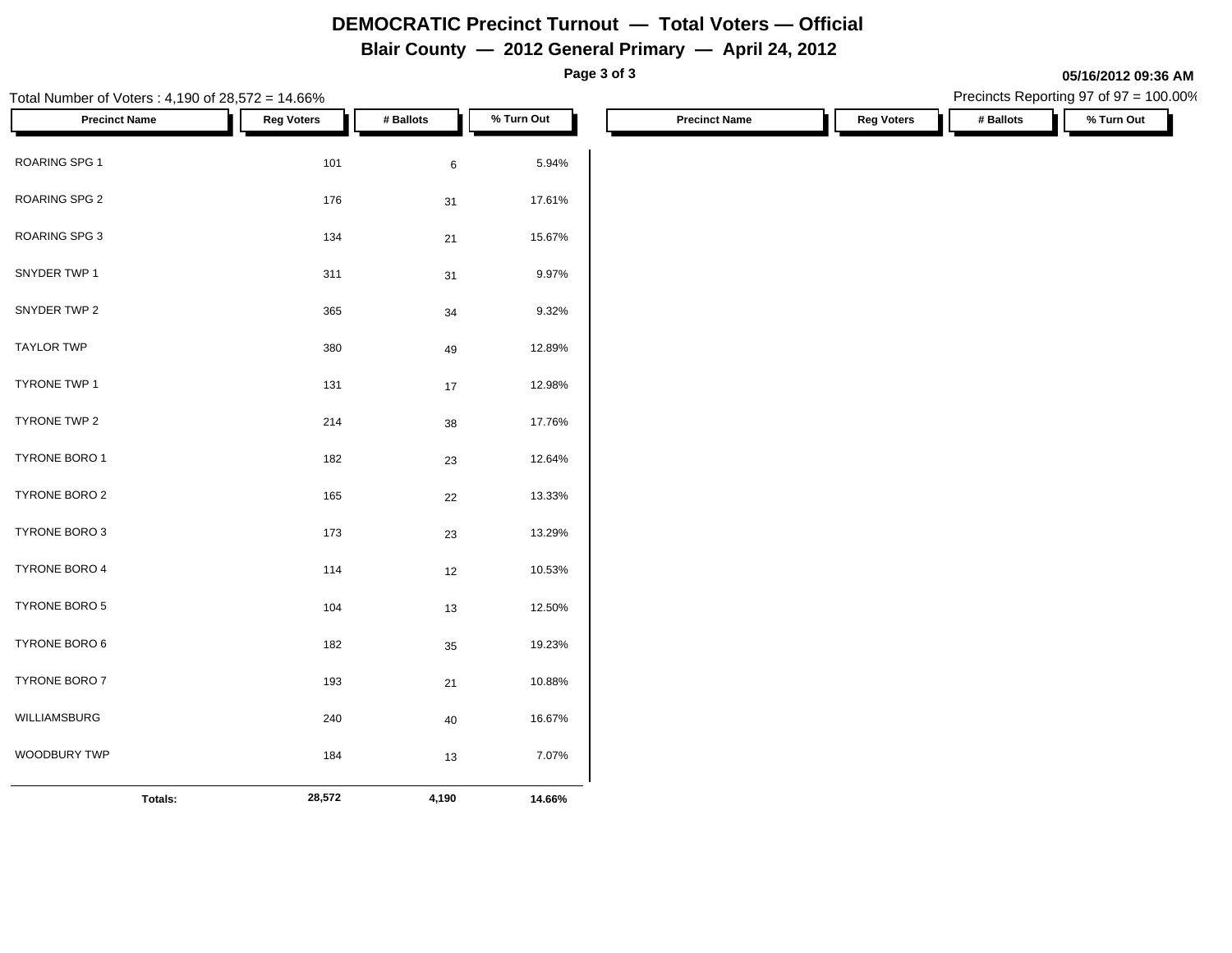# DEMOCRATIC Precinct Turnout — Total Voters — Official

## Blair County — 2012 General Primary — April 24, 2012

**05/16/2012 09:36 AM**

Total Number of Voters : 4,190 of 28,572 = 14.66%

Precincts Reporting 97 of 97 = 100.00%

| Precinct Name | Reg Voters | # Ballots | % Turn Out |
|---|---|---|---|
| ROARING SPG 1 | 101 | 6 | 5.94% |
| ROARING SPG 2 | 176 | 31 | 17.61% |
| ROARING SPG 3 | 134 | 21 | 15.67% |
| SNYDER TWP 1 | 311 | 31 | 9.97% |
| SNYDER TWP 2 | 365 | 34 | 9.32% |
| TAYLOR TWP | 380 | 49 | 12.89% |
| TYRONE TWP 1 | 131 | 17 | 12.98% |
| TYRONE TWP 2 | 214 | 38 | 17.76% |
| TYRONE BORO 1 | 182 | 23 | 12.64% |
| TYRONE BORO 2 | 165 | 22 | 13.33% |
| TYRONE BORO 3 | 173 | 23 | 13.29% |
| TYRONE BORO 4 | 114 | 12 | 10.53% |
| TYRONE BORO 5 | 104 | 13 | 12.50% |
| TYRONE BORO 6 | 182 | 35 | 19.23% |
| TYRONE BORO 7 | 193 | 21 | 10.88% |
| WILLIAMSBURG | 240 | 40 | 16.67% |
| WOODBURY TWP | 184 | 13 | 7.07% |
| **Totals:** | **28,572** | **4,190** | **14.66%** |